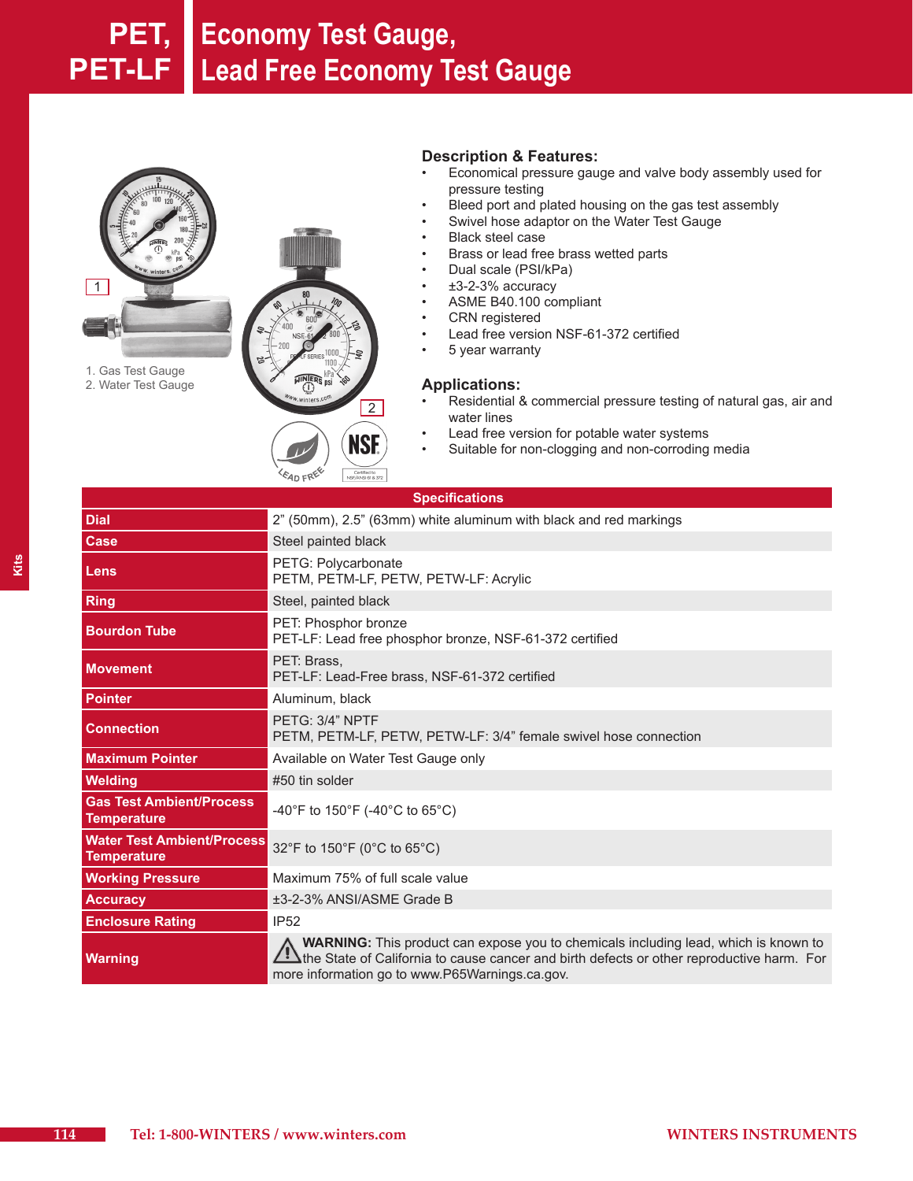# PET, PET-LF Economy Test Gauge, Lead Free Economy Test Gauge

1. Gas Test Gauge
2. Water Test Gauge

## Description & Features:

- Economical pressure gauge and valve body assembly used for pressure testing
- Bleed port and plated housing on the gas test assembly
- Swivel hose adaptor on the Water Test Gauge
- Black steel case
- Brass or lead free brass wetted parts
- Dual scale (PSI/kPa)
- ±3-2-3% accuracy
- ASME B40.100 compliant
- CRN registered
- Lead free version NSF-61-372 certified
- 5 year warranty

## Applications:

- Residential & commercial pressure testing of natural gas, air and water lines
- Lead free version for potable water systems
- Suitable for non-clogging and non-corroding media

| Specifications | |
|---|---|
| **Dial** | 2" (50mm), 2.5" (63mm) white aluminum with black and red markings |
| **Case** | Steel painted black |
| **Lens** | PETG: Polycarbonate<br>PETM, PETM-LF, PETW, PETW-LF: Acrylic |
| **Ring** | Steel, painted black |
| **Bourdon Tube** | PET: Phosphor bronze<br>PET-LF: Lead free phosphor bronze, NSF-61-372 certified |
| **Movement** | PET: Brass,<br>PET-LF: Lead-Free brass, NSF-61-372 certified |
| **Pointer** | Aluminum, black |
| **Connection** | PETG: 3/4" NPTF<br>PETM, PETM-LF, PETW, PETW-LF: 3/4" female swivel hose connection |
| **Maximum Pointer** | Available on Water Test Gauge only |
| **Welding** | #50 tin solder |
| **Gas Test Ambient/Process Temperature** | -40°F to 150°F (-40°C to 65°C) |
| **Water Test Ambient/Process Temperature** | 32°F to 150°F (0°C to 65°C) |
| **Working Pressure** | Maximum 75% of full scale value |
| **Accuracy** | ±3-2-3% ANSI/ASME Grade B |
| **Enclosure Rating** | IP52 |
| **Warning** | **WARNING:** This product can expose you to chemicals including lead, which is known to the State of California to cause cancer and birth defects or other reproductive harm. For more information go to www.P65Warnings.ca.gov. |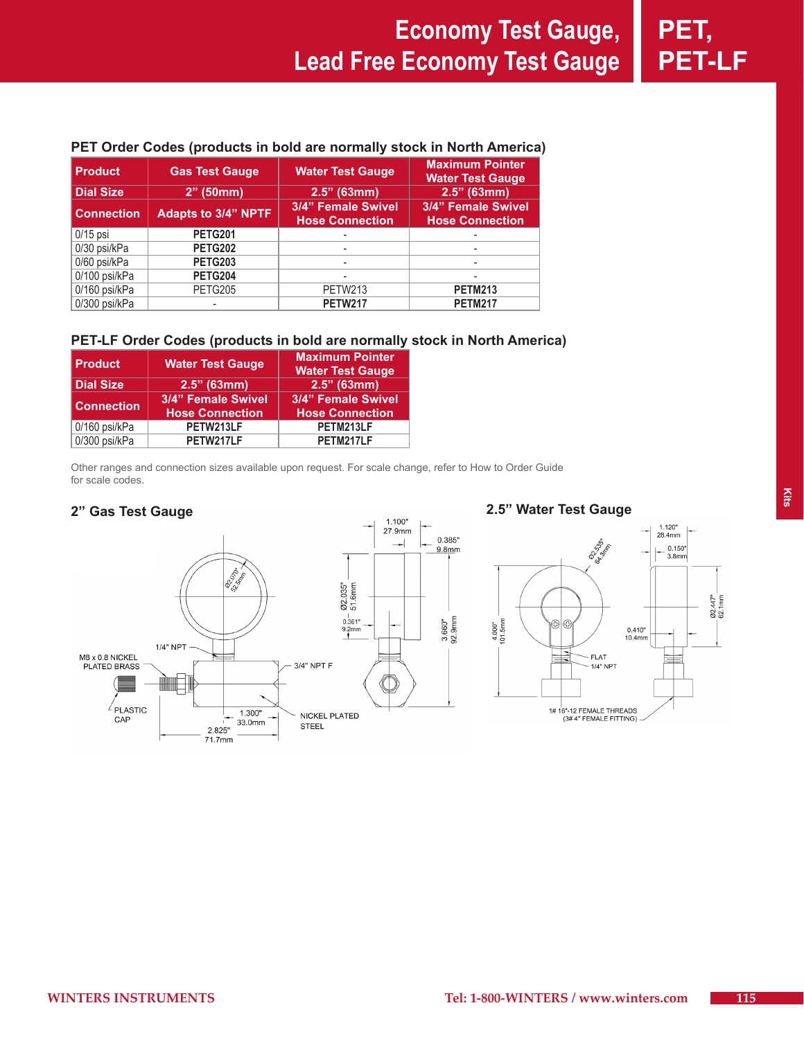# Economy Test Gauge, Lead Free Economy Test Gauge

# PET, PET-LF

## PET Order Codes (products in bold are normally stock in North America)

| Product | Gas Test Gauge | Water Test Gauge | Maximum Pointer Water Test Gauge |
|---|---|---|---|
| Dial Size | 2" (50mm) | 2.5" (63mm) | 2.5" (63mm) |
| Connection | Adapts to 3/4" NPTF | 3/4" Female Swivel Hose Connection | 3/4" Female Swivel Hose Connection |
| 0/15 psi | **PETG201** | - | - |
| 0/30 psi/kPa | **PETG202** | - | - |
| 0/60 psi/kPa | **PETG203** | - | - |
| 0/100 psi/kPa | **PETG204** | - | - |
| 0/160 psi/kPa | PETG205 | PETW213 | **PETM213** |
| 0/300 psi/kPa | - | **PETW217** | **PETM217** |

## PET-LF Order Codes (products in bold are normally stock in North America)

| Product | Water Test Gauge | Maximum Pointer Water Test Gauge |
|---|---|---|
| Dial Size | 2.5" (63mm) | 2.5" (63mm) |
| Connection | 3/4" Female Swivel Hose Connection | 3/4" Female Swivel Hose Connection |
| 0/160 psi/kPa | **PETW213LF** | **PETM213LF** |
| 0/300 psi/kPa | **PETW217LF** | **PETM217LF** |

Other ranges and connection sizes available upon request. For scale change, refer to How to Order Guide for scale codes.

### 2" Gas Test Gauge

1.100"
27.9mm
0.385"
9.8mm
Ø2.070"
52.6mm
Ø2.035"
51.6mm
0.361"
9.2mm
3.660"
92.9mm
1/4" NPT
M8 x 0.8 NICKEL PLATED BRASS
3/4" NPT F
PLASTIC CAP
1.300"
33.0mm
2.825"
71.7mm
NICKEL PLATED STEEL

### 2.5" Water Test Gauge

1.120"
28.4mm
0.150"
3.8mm
Ø2.535"
64.3mm
Ø2.447"
62.1mm
4.000"
101.5mm
0.410"
10.4mm
FLAT
1/4" NPT
1# 16"-12 FEMALE THREADS
(3# 4" FEMALE FITTING)

Kits